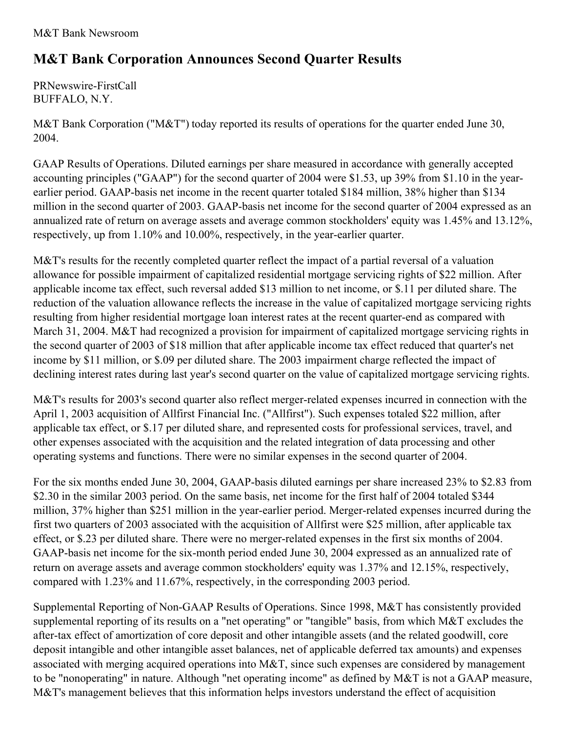M&T Bank Newsroom

# M&T Bank Corporation Announces Second Quarter Results

PRNewswire-FirstCall
BUFFALO, N.Y.

M&T Bank Corporation ("M&T") today reported its results of operations for the quarter ended June 30, 2004.

GAAP Results of Operations. Diluted earnings per share measured in accordance with generally accepted accounting principles ("GAAP") for the second quarter of 2004 were $1.53, up 39% from $1.10 in the year-earlier period. GAAP-basis net income in the recent quarter totaled $184 million, 38% higher than $134 million in the second quarter of 2003. GAAP-basis net income for the second quarter of 2004 expressed as an annualized rate of return on average assets and average common stockholders' equity was 1.45% and 13.12%, respectively, up from 1.10% and 10.00%, respectively, in the year-earlier quarter.

M&T's results for the recently completed quarter reflect the impact of a partial reversal of a valuation allowance for possible impairment of capitalized residential mortgage servicing rights of $22 million. After applicable income tax effect, such reversal added $13 million to net income, or $.11 per diluted share. The reduction of the valuation allowance reflects the increase in the value of capitalized mortgage servicing rights resulting from higher residential mortgage loan interest rates at the recent quarter-end as compared with March 31, 2004. M&T had recognized a provision for impairment of capitalized mortgage servicing rights in the second quarter of 2003 of $18 million that after applicable income tax effect reduced that quarter's net income by $11 million, or $.09 per diluted share. The 2003 impairment charge reflected the impact of declining interest rates during last year's second quarter on the value of capitalized mortgage servicing rights.

M&T's results for 2003's second quarter also reflect merger-related expenses incurred in connection with the April 1, 2003 acquisition of Allfirst Financial Inc. ("Allfirst"). Such expenses totaled $22 million, after applicable tax effect, or $.17 per diluted share, and represented costs for professional services, travel, and other expenses associated with the acquisition and the related integration of data processing and other operating systems and functions. There were no similar expenses in the second quarter of 2004.

For the six months ended June 30, 2004, GAAP-basis diluted earnings per share increased 23% to $2.83 from $2.30 in the similar 2003 period. On the same basis, net income for the first half of 2004 totaled $344 million, 37% higher than $251 million in the year-earlier period. Merger-related expenses incurred during the first two quarters of 2003 associated with the acquisition of Allfirst were $25 million, after applicable tax effect, or $.23 per diluted share. There were no merger-related expenses in the first six months of 2004. GAAP-basis net income for the six-month period ended June 30, 2004 expressed as an annualized rate of return on average assets and average common stockholders' equity was 1.37% and 12.15%, respectively, compared with 1.23% and 11.67%, respectively, in the corresponding 2003 period.

Supplemental Reporting of Non-GAAP Results of Operations. Since 1998, M&T has consistently provided supplemental reporting of its results on a "net operating" or "tangible" basis, from which M&T excludes the after-tax effect of amortization of core deposit and other intangible assets (and the related goodwill, core deposit intangible and other intangible asset balances, net of applicable deferred tax amounts) and expenses associated with merging acquired operations into M&T, since such expenses are considered by management to be "nonoperating" in nature. Although "net operating income" as defined by M&T is not a GAAP measure, M&T's management believes that this information helps investors understand the effect of acquisition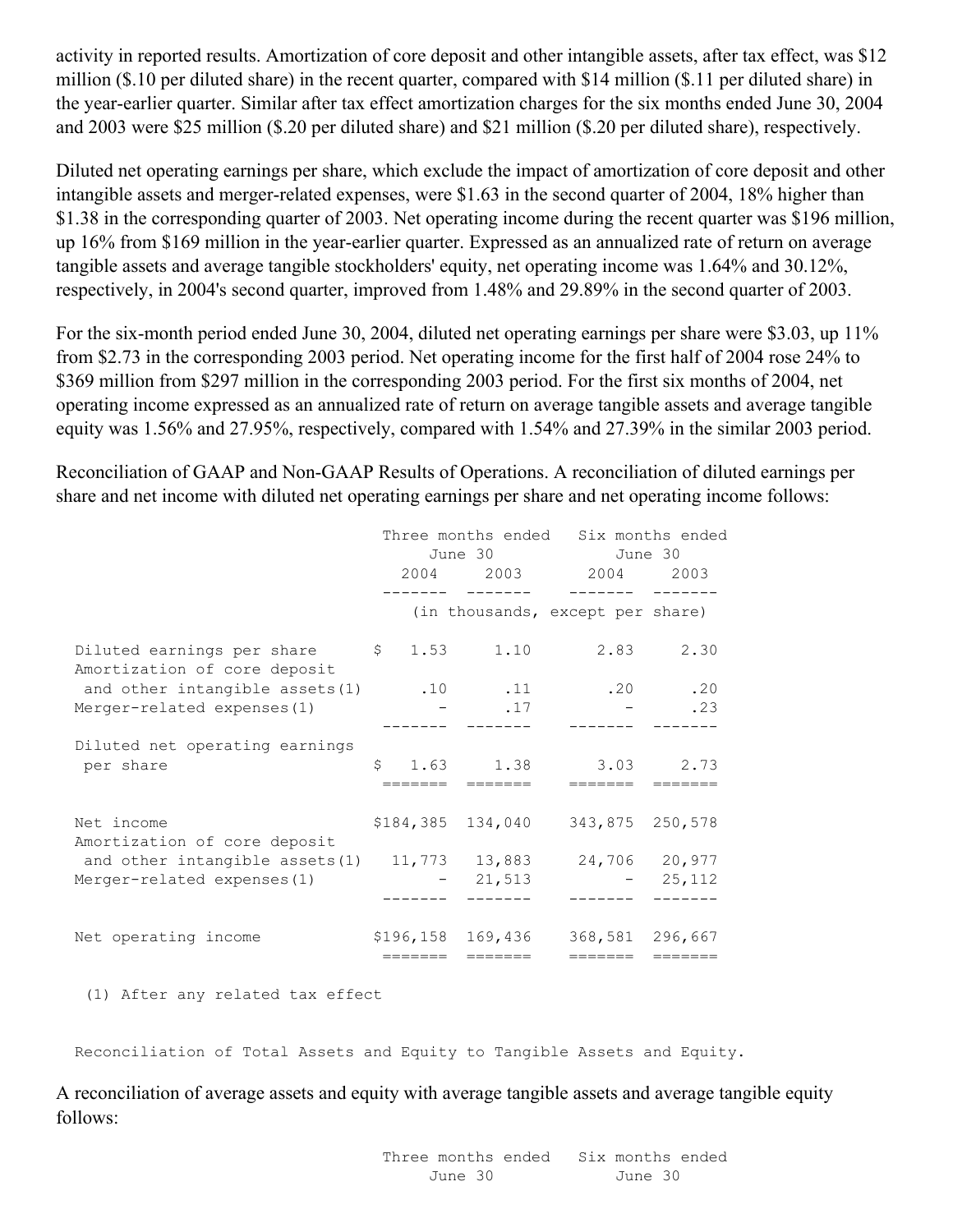activity in reported results. Amortization of core deposit and other intangible assets, after tax effect, was $12 million ($.10 per diluted share) in the recent quarter, compared with $14 million ($.11 per diluted share) in the year-earlier quarter. Similar after tax effect amortization charges for the six months ended June 30, 2004 and 2003 were $25 million ($.20 per diluted share) and $21 million ($.20 per diluted share), respectively.

Diluted net operating earnings per share, which exclude the impact of amortization of core deposit and other intangible assets and merger-related expenses, were $1.63 in the second quarter of 2004, 18% higher than $1.38 in the corresponding quarter of 2003. Net operating income during the recent quarter was $196 million, up 16% from $169 million in the year-earlier quarter. Expressed as an annualized rate of return on average tangible assets and average tangible stockholders' equity, net operating income was 1.64% and 30.12%, respectively, in 2004's second quarter, improved from 1.48% and 29.89% in the second quarter of 2003.

For the six-month period ended June 30, 2004, diluted net operating earnings per share were $3.03, up 11% from $2.73 in the corresponding 2003 period. Net operating income for the first half of 2004 rose 24% to $369 million from $297 million in the corresponding 2003 period. For the first six months of 2004, net operating income expressed as an annualized rate of return on average tangible assets and average tangible equity was 1.56% and 27.95%, respectively, compared with 1.54% and 27.39% in the similar 2003 period.

Reconciliation of GAAP and Non-GAAP Results of Operations. A reconciliation of diluted earnings per share and net income with diluted net operating earnings per share and net operating income follows:

| | Three months ended June 30 | | Six months ended June 30 | |
|---|---|---|---|---|
| | 2004 | 2003 | 2004 | 2003 |
| | (in thousands, except per share) | | | |
| Diluted earnings per share | $ 1.53 | 1.10 | 2.83 | 2.30 |
| Amortization of core deposit and other intangible assets(1) | .10 | .11 | .20 | .20 |
| Merger-related expenses(1) | - | .17 | - | .23 |
| Diluted net operating earnings per share | $ 1.63 | 1.38 | 3.03 | 2.73 |
| Net income | $184,385 | 134,040 | 343,875 | 250,578 |
| Amortization of core deposit and other intangible assets(1) | 11,773 | 13,883 | 24,706 | 20,977 |
| Merger-related expenses(1) | - | 21,513 | - | 25,112 |
| Net operating income | $196,158 | 169,436 | 368,581 | 296,667 |

(1) After any related tax effect

Reconciliation of Total Assets and Equity to Tangible Assets and Equity.

A reconciliation of average assets and equity with average tangible assets and average tangible equity follows:

| | Three months ended June 30 | | Six months ended June 30 | |
|---|---|---|---|---|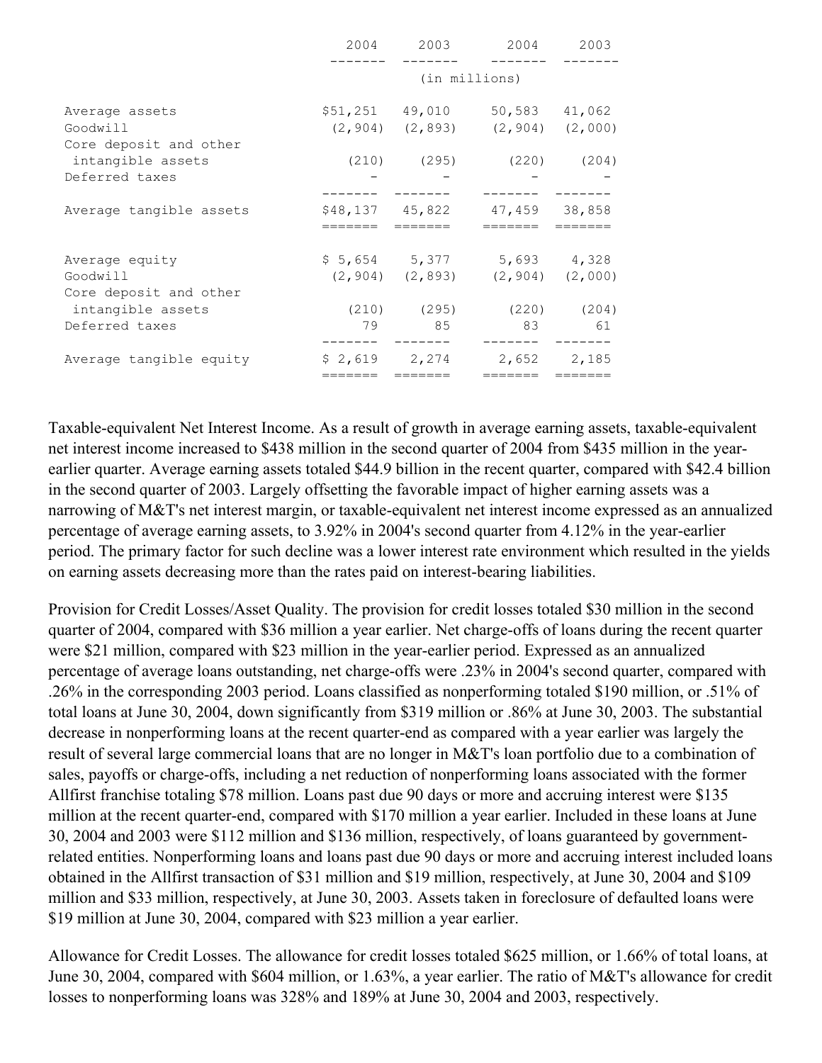| | 2004 | 2003 | 2004 | 2003 |
|---|---|---|---|---|
| | (in millions) | | | |
| Average assets | $51,251 | 49,010 | 50,583 | 41,062 |
| Goodwill | (2,904) | (2,893) | (2,904) | (2,000) |
| Core deposit and other intangible assets | (210) | (295) | (220) | (204) |
| Deferred taxes | - | - | - | - |
| Average tangible assets | $48,137 | 45,822 | 47,459 | 38,858 |
| Average equity | $ 5,654 | 5,377 | 5,693 | 4,328 |
| Goodwill | (2,904) | (2,893) | (2,904) | (2,000) |
| Core deposit and other intangible assets | (210) | (295) | (220) | (204) |
| Deferred taxes | 79 | 85 | 83 | 61 |
| Average tangible equity | $ 2,619 | 2,274 | 2,652 | 2,185 |

Taxable-equivalent Net Interest Income. As a result of growth in average earning assets, taxable-equivalent net interest income increased to $438 million in the second quarter of 2004 from $435 million in the year-earlier quarter. Average earning assets totaled $44.9 billion in the recent quarter, compared with $42.4 billion in the second quarter of 2003. Largely offsetting the favorable impact of higher earning assets was a narrowing of M&T's net interest margin, or taxable-equivalent net interest income expressed as an annualized percentage of average earning assets, to 3.92% in 2004's second quarter from 4.12% in the year-earlier period. The primary factor for such decline was a lower interest rate environment which resulted in the yields on earning assets decreasing more than the rates paid on interest-bearing liabilities.

Provision for Credit Losses/Asset Quality. The provision for credit losses totaled $30 million in the second quarter of 2004, compared with $36 million a year earlier. Net charge-offs of loans during the recent quarter were $21 million, compared with $23 million in the year-earlier period. Expressed as an annualized percentage of average loans outstanding, net charge-offs were .23% in 2004's second quarter, compared with .26% in the corresponding 2003 period. Loans classified as nonperforming totaled $190 million, or .51% of total loans at June 30, 2004, down significantly from $319 million or .86% at June 30, 2003. The substantial decrease in nonperforming loans at the recent quarter-end as compared with a year earlier was largely the result of several large commercial loans that are no longer in M&T's loan portfolio due to a combination of sales, payoffs or charge-offs, including a net reduction of nonperforming loans associated with the former Allfirst franchise totaling $78 million. Loans past due 90 days or more and accruing interest were $135 million at the recent quarter-end, compared with $170 million a year earlier. Included in these loans at June 30, 2004 and 2003 were $112 million and $136 million, respectively, of loans guaranteed by government-related entities. Nonperforming loans and loans past due 90 days or more and accruing interest included loans obtained in the Allfirst transaction of $31 million and $19 million, respectively, at June 30, 2004 and $109 million and $33 million, respectively, at June 30, 2003. Assets taken in foreclosure of defaulted loans were $19 million at June 30, 2004, compared with $23 million a year earlier.

Allowance for Credit Losses. The allowance for credit losses totaled $625 million, or 1.66% of total loans, at June 30, 2004, compared with $604 million, or 1.63%, a year earlier. The ratio of M&T's allowance for credit losses to nonperforming loans was 328% and 189% at June 30, 2004 and 2003, respectively.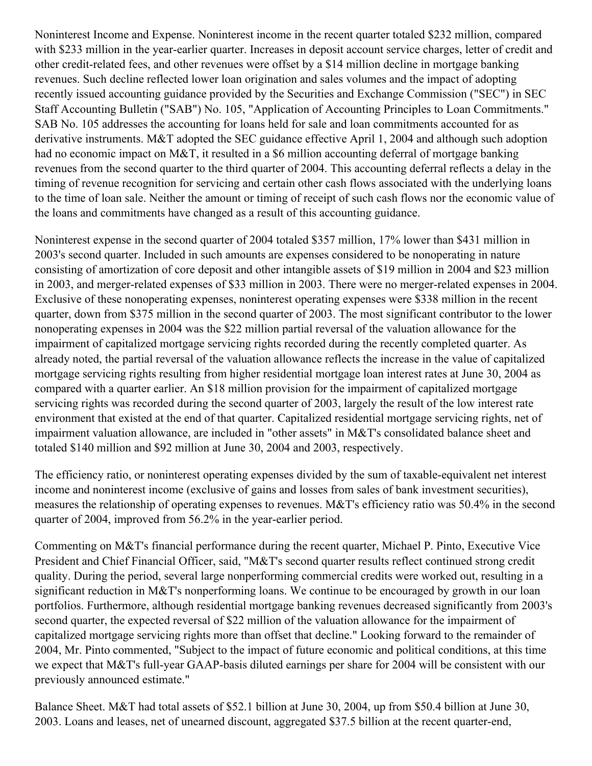Noninterest Income and Expense. Noninterest income in the recent quarter totaled $232 million, compared with $233 million in the year-earlier quarter. Increases in deposit account service charges, letter of credit and other credit-related fees, and other revenues were offset by a $14 million decline in mortgage banking revenues. Such decline reflected lower loan origination and sales volumes and the impact of adopting recently issued accounting guidance provided by the Securities and Exchange Commission ("SEC") in SEC Staff Accounting Bulletin ("SAB") No. 105, "Application of Accounting Principles to Loan Commitments." SAB No. 105 addresses the accounting for loans held for sale and loan commitments accounted for as derivative instruments. M&T adopted the SEC guidance effective April 1, 2004 and although such adoption had no economic impact on M&T, it resulted in a $6 million accounting deferral of mortgage banking revenues from the second quarter to the third quarter of 2004. This accounting deferral reflects a delay in the timing of revenue recognition for servicing and certain other cash flows associated with the underlying loans to the time of loan sale. Neither the amount or timing of receipt of such cash flows nor the economic value of the loans and commitments have changed as a result of this accounting guidance.

Noninterest expense in the second quarter of 2004 totaled $357 million, 17% lower than $431 million in 2003's second quarter. Included in such amounts are expenses considered to be nonoperating in nature consisting of amortization of core deposit and other intangible assets of $19 million in 2004 and $23 million in 2003, and merger-related expenses of $33 million in 2003. There were no merger-related expenses in 2004. Exclusive of these nonoperating expenses, noninterest operating expenses were $338 million in the recent quarter, down from $375 million in the second quarter of 2003. The most significant contributor to the lower nonoperating expenses in 2004 was the $22 million partial reversal of the valuation allowance for the impairment of capitalized mortgage servicing rights recorded during the recently completed quarter. As already noted, the partial reversal of the valuation allowance reflects the increase in the value of capitalized mortgage servicing rights resulting from higher residential mortgage loan interest rates at June 30, 2004 as compared with a quarter earlier. An $18 million provision for the impairment of capitalized mortgage servicing rights was recorded during the second quarter of 2003, largely the result of the low interest rate environment that existed at the end of that quarter. Capitalized residential mortgage servicing rights, net of impairment valuation allowance, are included in "other assets" in M&T's consolidated balance sheet and totaled $140 million and $92 million at June 30, 2004 and 2003, respectively.

The efficiency ratio, or noninterest operating expenses divided by the sum of taxable-equivalent net interest income and noninterest income (exclusive of gains and losses from sales of bank investment securities), measures the relationship of operating expenses to revenues. M&T's efficiency ratio was 50.4% in the second quarter of 2004, improved from 56.2% in the year-earlier period.

Commenting on M&T's financial performance during the recent quarter, Michael P. Pinto, Executive Vice President and Chief Financial Officer, said, "M&T's second quarter results reflect continued strong credit quality. During the period, several large nonperforming commercial credits were worked out, resulting in a significant reduction in M&T's nonperforming loans. We continue to be encouraged by growth in our loan portfolios. Furthermore, although residential mortgage banking revenues decreased significantly from 2003's second quarter, the expected reversal of $22 million of the valuation allowance for the impairment of capitalized mortgage servicing rights more than offset that decline." Looking forward to the remainder of 2004, Mr. Pinto commented, "Subject to the impact of future economic and political conditions, at this time we expect that M&T's full-year GAAP-basis diluted earnings per share for 2004 will be consistent with our previously announced estimate."

Balance Sheet. M&T had total assets of $52.1 billion at June 30, 2004, up from $50.4 billion at June 30, 2003. Loans and leases, net of unearned discount, aggregated $37.5 billion at the recent quarter-end,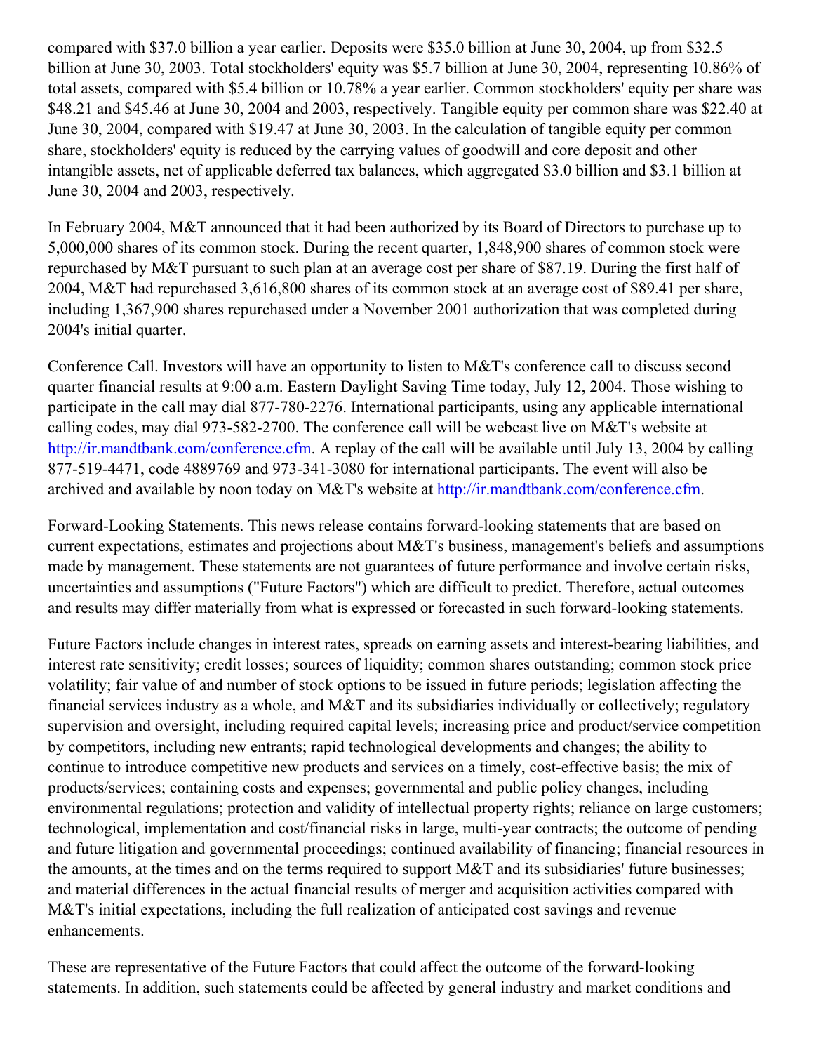compared with $37.0 billion a year earlier. Deposits were $35.0 billion at June 30, 2004, up from $32.5 billion at June 30, 2003. Total stockholders' equity was $5.7 billion at June 30, 2004, representing 10.86% of total assets, compared with $5.4 billion or 10.78% a year earlier. Common stockholders' equity per share was $48.21 and $45.46 at June 30, 2004 and 2003, respectively. Tangible equity per common share was $22.40 at June 30, 2004, compared with $19.47 at June 30, 2003. In the calculation of tangible equity per common share, stockholders' equity is reduced by the carrying values of goodwill and core deposit and other intangible assets, net of applicable deferred tax balances, which aggregated $3.0 billion and $3.1 billion at June 30, 2004 and 2003, respectively.

In February 2004, M&T announced that it had been authorized by its Board of Directors to purchase up to 5,000,000 shares of its common stock. During the recent quarter, 1,848,900 shares of common stock were repurchased by M&T pursuant to such plan at an average cost per share of $87.19. During the first half of 2004, M&T had repurchased 3,616,800 shares of its common stock at an average cost of $89.41 per share, including 1,367,900 shares repurchased under a November 2001 authorization that was completed during 2004's initial quarter.

Conference Call. Investors will have an opportunity to listen to M&T's conference call to discuss second quarter financial results at 9:00 a.m. Eastern Daylight Saving Time today, July 12, 2004. Those wishing to participate in the call may dial 877-780-2276. International participants, using any applicable international calling codes, may dial 973-582-2700. The conference call will be webcast live on M&T's website at http://ir.mandtbank.com/conference.cfm. A replay of the call will be available until July 13, 2004 by calling 877-519-4471, code 4889769 and 973-341-3080 for international participants. The event will also be archived and available by noon today on M&T's website at http://ir.mandtbank.com/conference.cfm.

Forward-Looking Statements. This news release contains forward-looking statements that are based on current expectations, estimates and projections about M&T's business, management's beliefs and assumptions made by management. These statements are not guarantees of future performance and involve certain risks, uncertainties and assumptions ("Future Factors") which are difficult to predict. Therefore, actual outcomes and results may differ materially from what is expressed or forecasted in such forward-looking statements.

Future Factors include changes in interest rates, spreads on earning assets and interest-bearing liabilities, and interest rate sensitivity; credit losses; sources of liquidity; common shares outstanding; common stock price volatility; fair value of and number of stock options to be issued in future periods; legislation affecting the financial services industry as a whole, and M&T and its subsidiaries individually or collectively; regulatory supervision and oversight, including required capital levels; increasing price and product/service competition by competitors, including new entrants; rapid technological developments and changes; the ability to continue to introduce competitive new products and services on a timely, cost-effective basis; the mix of products/services; containing costs and expenses; governmental and public policy changes, including environmental regulations; protection and validity of intellectual property rights; reliance on large customers; technological, implementation and cost/financial risks in large, multi-year contracts; the outcome of pending and future litigation and governmental proceedings; continued availability of financing; financial resources in the amounts, at the times and on the terms required to support M&T and its subsidiaries' future businesses; and material differences in the actual financial results of merger and acquisition activities compared with M&T's initial expectations, including the full realization of anticipated cost savings and revenue enhancements.

These are representative of the Future Factors that could affect the outcome of the forward-looking statements. In addition, such statements could be affected by general industry and market conditions and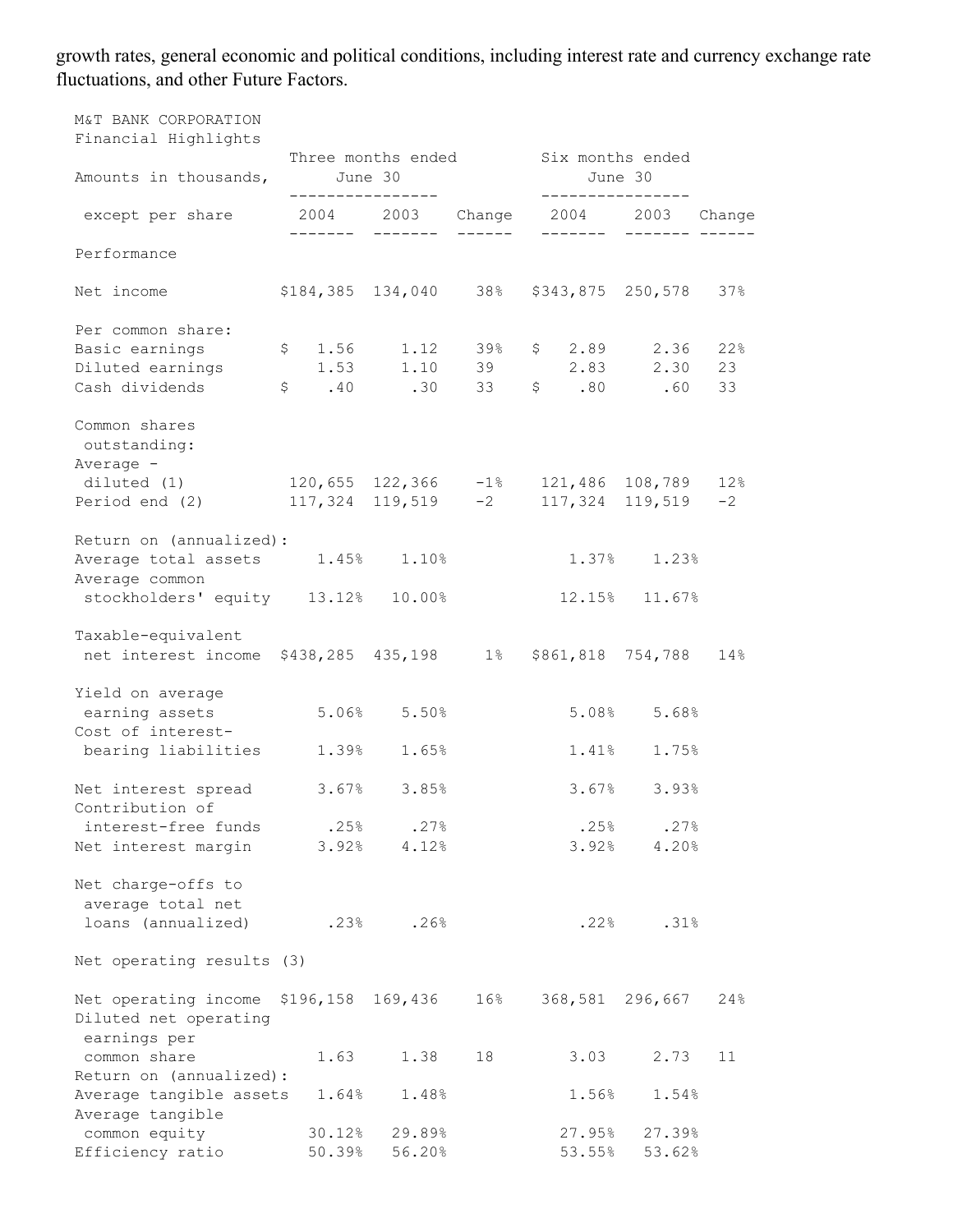growth rates, general economic and political conditions, including interest rate and currency exchange rate fluctuations, and other Future Factors.

M&T BANK CORPORATION
Financial Highlights

| Amounts in thousands, except per share | Three months ended June 30 | | | Six months ended June 30 | | |
|---|---|---|---|---|---|---|
| | 2004 | 2003 | Change | 2004 | 2003 | Change |
| **Performance** | | | | | | |
| Net income | $184,385 | 134,040 | 38% | $343,875 | 250,578 | 37% |
| Per common share: | | | | | | |
| Basic earnings | $ 1.56 | 1.12 | 39% | $ 2.89 | 2.36 | 22% |
| Diluted earnings | 1.53 | 1.10 | 39 | 2.83 | 2.30 | 23 |
| Cash dividends | $ .40 | .30 | 33 | $ .80 | .60 | 33 |
| Common shares outstanding: | | | | | | |
| Average - diluted (1) | 120,655 | 122,366 | -1% | 121,486 | 108,789 | 12% |
| Period end (2) | 117,324 | 119,519 | -2 | 117,324 | 119,519 | -2 |
| Return on (annualized): | | | | | | |
| Average total assets | 1.45% | 1.10% | | 1.37% | 1.23% | |
| Average common stockholders' equity | 13.12% | 10.00% | | 12.15% | 11.67% | |
| Taxable-equivalent net interest income | $438,285 | 435,198 | 1% | $861,818 | 754,788 | 14% |
| Yield on average earning assets | 5.06% | 5.50% | | 5.08% | 5.68% | |
| Cost of interest-bearing liabilities | 1.39% | 1.65% | | 1.41% | 1.75% | |
| Net interest spread | 3.67% | 3.85% | | 3.67% | 3.93% | |
| Contribution of interest-free funds | .25% | .27% | | .25% | .27% | |
| Net interest margin | 3.92% | 4.12% | | 3.92% | 4.20% | |
| Net charge-offs to average total net loans (annualized) | .23% | .26% | | .22% | .31% | |
| **Net operating results (3)** | | | | | | |
| Net operating income | $196,158 | 169,436 | 16% | 368,581 | 296,667 | 24% |
| Diluted net operating earnings per common share | 1.63 | 1.38 | 18 | 3.03 | 2.73 | 11 |
| Return on (annualized): | | | | | | |
| Average tangible assets | 1.64% | 1.48% | | 1.56% | 1.54% | |
| Average tangible common equity | 30.12% | 29.89% | | 27.95% | 27.39% | |
| Efficiency ratio | 50.39% | 56.20% | | 53.55% | 53.62% | |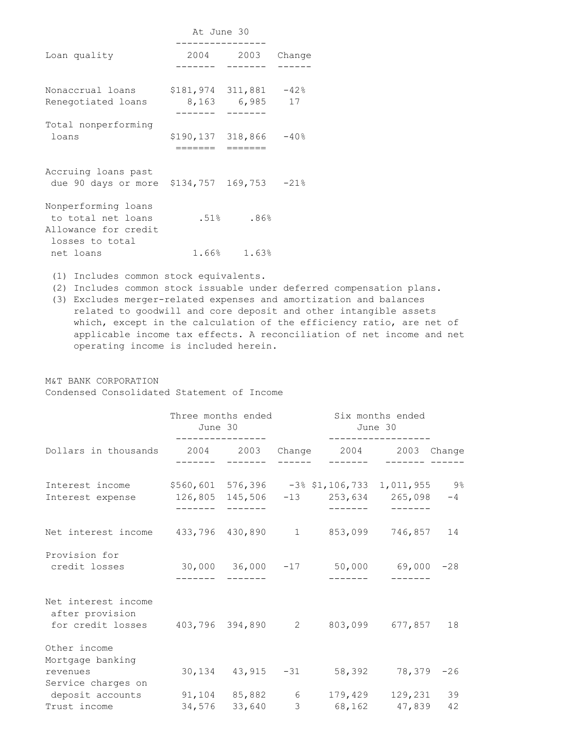| Loan quality | At June 30 2004 | 2003 | Change |
|---|---|---|---|
| Nonaccrual loans | $181,974 | 311,881 | -42% |
| Renegotiated loans | 8,163 | 6,985 | 17 |
| Total nonperforming loans | $190,137 | 318,866 | -40% |
| Accruing loans past due 90 days or more | $134,757 | 169,753 | -21% |
| Nonperforming loans to total net loans | .51% | .86% | |
| Allowance for credit losses to total net loans | 1.66% | 1.63% | |

(1) Includes common stock equivalents.
(2) Includes common stock issuable under deferred compensation plans.
(3) Excludes merger-related expenses and amortization and balances related to goodwill and core deposit and other intangible assets which, except in the calculation of the efficiency ratio, are net of applicable income tax effects. A reconciliation of net income and net operating income is included herein.

M&T BANK CORPORATION
Condensed Consolidated Statement of Income

| Dollars in thousands | Three months ended June 30 2004 | 2003 | Change | Six months ended June 30 2004 | 2003 | Change |
|---|---|---|---|---|---|---|
| Interest income | $560,601 | 576,396 | -3% | $1,106,733 | 1,011,955 | 9% |
| Interest expense | 126,805 | 145,506 | -13 | 253,634 | 265,098 | -4 |
| Net interest income | 433,796 | 430,890 | 1 | 853,099 | 746,857 | 14 |
| Provision for credit losses | 30,000 | 36,000 | -17 | 50,000 | 69,000 | -28 |
| Net interest income after provision for credit losses | 403,796 | 394,890 | 2 | 803,099 | 677,857 | 18 |
| Other income | | | | | | |
| Mortgage banking revenues | 30,134 | 43,915 | -31 | 58,392 | 78,379 | -26 |
| Service charges on deposit accounts | 91,104 | 85,882 | 6 | 179,429 | 129,231 | 39 |
| Trust income | 34,576 | 33,640 | 3 | 68,162 | 47,839 | 42 |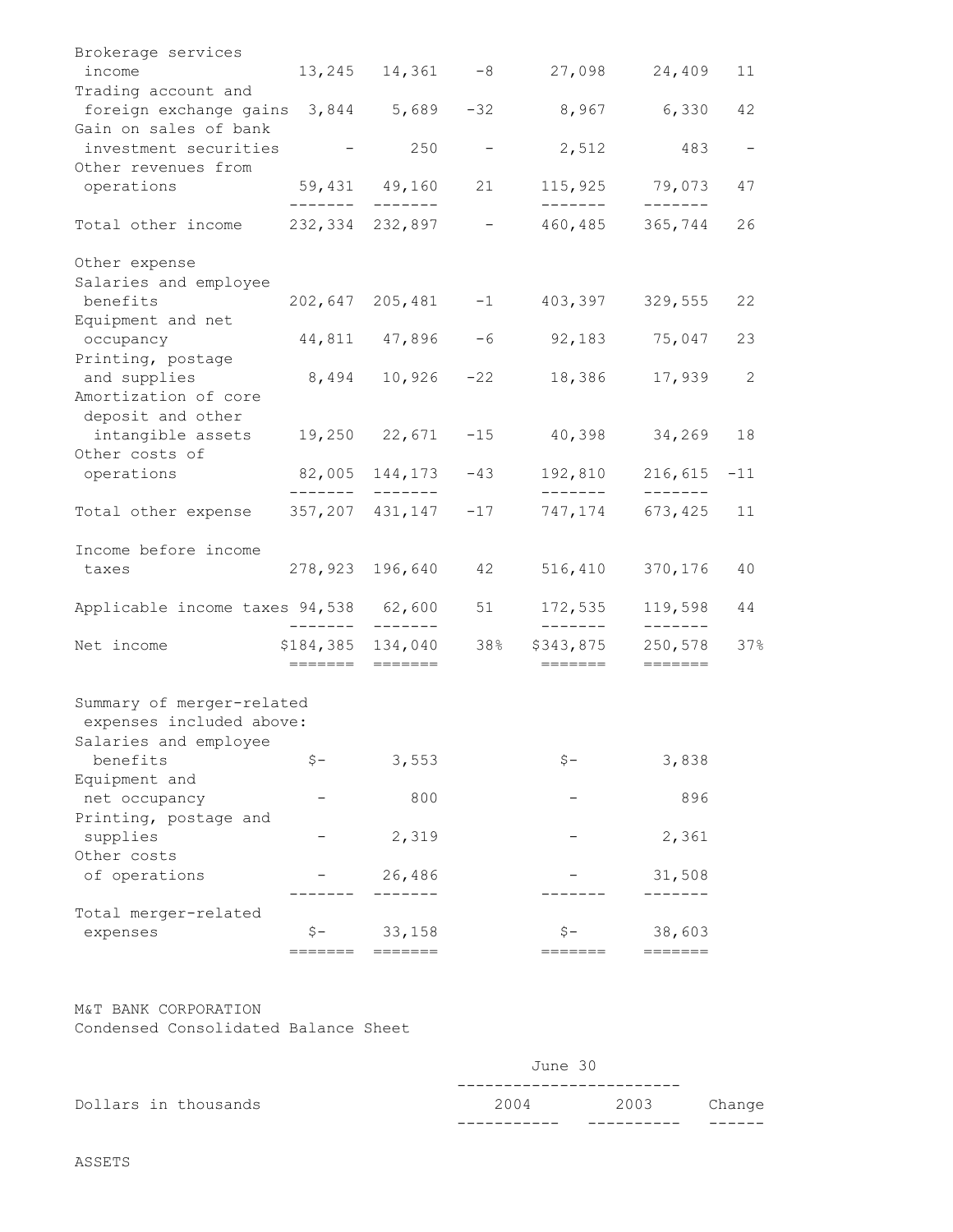| | | | | | | |
|---|---|---|---|---|---|---|
| Brokerage services income | 13,245 | 14,361 | -8 | 27,098 | 24,409 | 11 |
| Trading account and foreign exchange gains | 3,844 | 5,689 | -32 | 8,967 | 6,330 | 42 |
| Gain on sales of bank investment securities | - | 250 | - | 2,512 | 483 | - |
| Other revenues from operations | 59,431 | 49,160 | 21 | 115,925 | 79,073 | 47 |
| Total other income | 232,334 | 232,897 | - | 460,485 | 365,744 | 26 |
| Other expense | | | | | | |
| Salaries and employee benefits | 202,647 | 205,481 | -1 | 403,397 | 329,555 | 22 |
| Equipment and net occupancy | 44,811 | 47,896 | -6 | 92,183 | 75,047 | 23 |
| Printing, postage and supplies | 8,494 | 10,926 | -22 | 18,386 | 17,939 | 2 |
| Amortization of core deposit and other intangible assets | 19,250 | 22,671 | -15 | 40,398 | 34,269 | 18 |
| Other costs of operations | 82,005 | 144,173 | -43 | 192,810 | 216,615 | -11 |
| Total other expense | 357,207 | 431,147 | -17 | 747,174 | 673,425 | 11 |
| Income before income taxes | 278,923 | 196,640 | 42 | 516,410 | 370,176 | 40 |
| Applicable income taxes | 94,538 | 62,600 | 51 | 172,535 | 119,598 | 44 |
| Net income | $184,385 | 134,040 | 38% | $343,875 | 250,578 | 37% |
| Summary of merger-related expenses included above: | | | | | | |
| Salaries and employee benefits | $- | 3,553 | | $- | 3,838 | |
| Equipment and net occupancy | - | 800 | | - | 896 | |
| Printing, postage and supplies | - | 2,319 | | - | 2,361 | |
| Other costs of operations | - | 26,486 | | - | 31,508 | |
| Total merger-related expenses | $- | 33,158 | | $- | 38,603 | |

M&T BANK CORPORATION
Condensed Consolidated Balance Sheet

| Dollars in thousands | June 30 2004 | June 30 2003 | Change |
|---|---|---|---|

ASSETS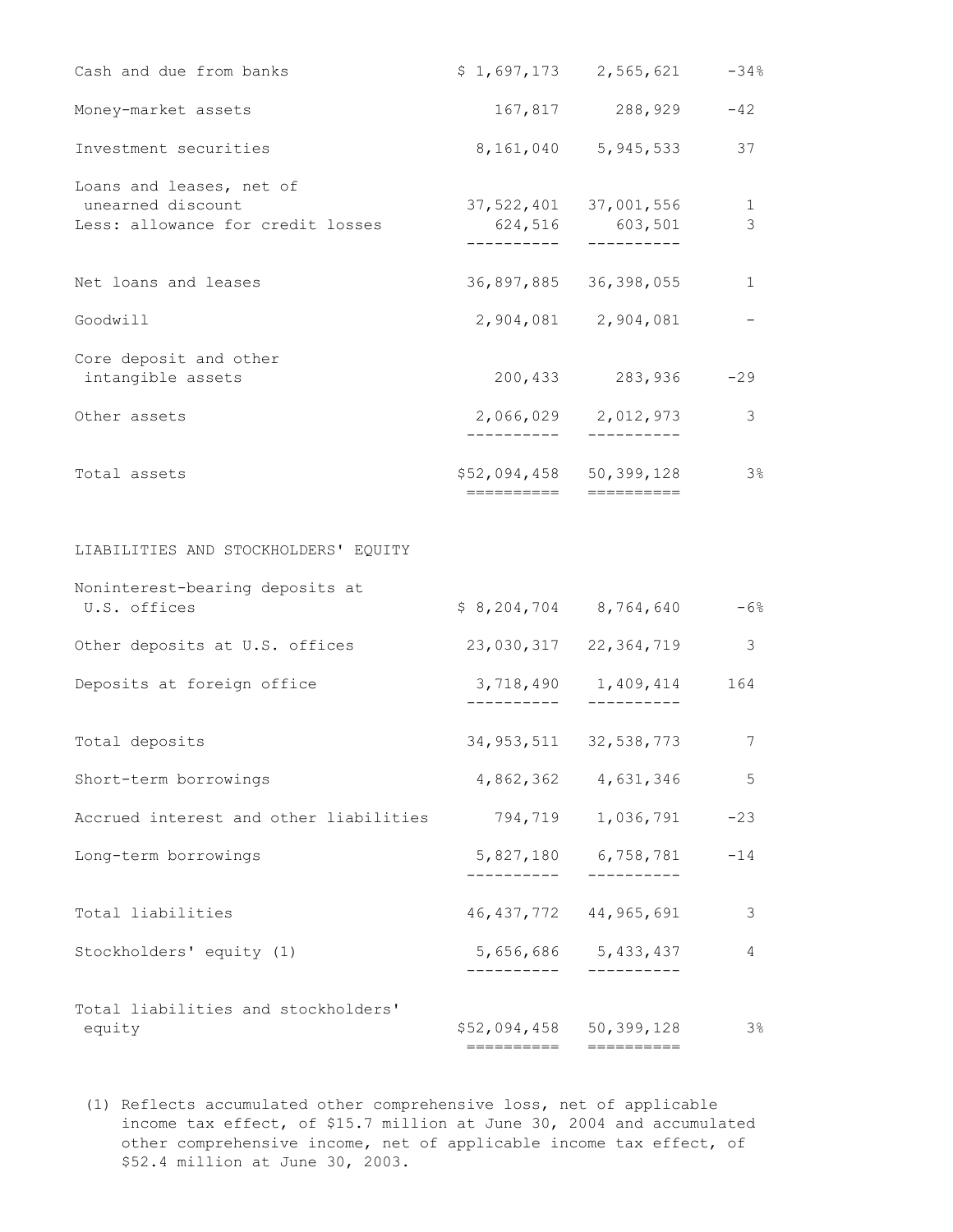| | | | |
|---|---|---|---|
| Cash and due from banks | $ 1,697,173 | 2,565,621 | -34% |
| Money-market assets | 167,817 | 288,929 | -42 |
| Investment securities | 8,161,040 | 5,945,533 | 37 |
| Loans and leases, net of unearned discount | 37,522,401 | 37,001,556 | 1 |
| Less: allowance for credit losses | 624,516 | 603,501 | 3 |
| Net loans and leases | 36,897,885 | 36,398,055 | 1 |
| Goodwill | 2,904,081 | 2,904,081 | - |
| Core deposit and other intangible assets | 200,433 | 283,936 | -29 |
| Other assets | 2,066,029 | 2,012,973 | 3 |
| Total assets | $52,094,458 | 50,399,128 | 3% |
| LIABILITIES AND STOCKHOLDERS' EQUITY | | | |
| Noninterest-bearing deposits at U.S. offices | $ 8,204,704 | 8,764,640 | -6% |
| Other deposits at U.S. offices | 23,030,317 | 22,364,719 | 3 |
| Deposits at foreign office | 3,718,490 | 1,409,414 | 164 |
| Total deposits | 34,953,511 | 32,538,773 | 7 |
| Short-term borrowings | 4,862,362 | 4,631,346 | 5 |
| Accrued interest and other liabilities | 794,719 | 1,036,791 | -23 |
| Long-term borrowings | 5,827,180 | 6,758,781 | -14 |
| Total liabilities | 46,437,772 | 44,965,691 | 3 |
| Stockholders' equity (1) | 5,656,686 | 5,433,437 | 4 |
| Total liabilities and stockholders' equity | $52,094,458 | 50,399,128 | 3% |

(1) Reflects accumulated other comprehensive loss, net of applicable income tax effect, of $15.7 million at June 30, 2004 and accumulated other comprehensive income, net of applicable income tax effect, of $52.4 million at June 30, 2003.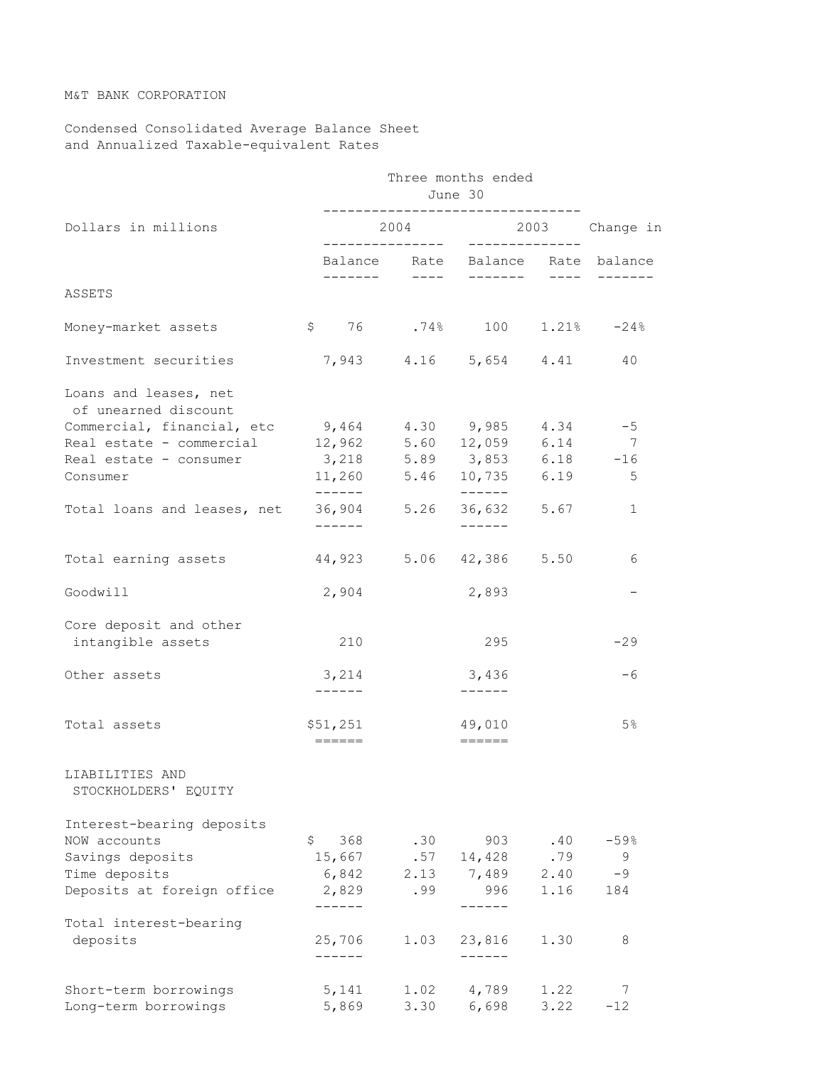M&T BANK CORPORATION

Condensed Consolidated Average Balance Sheet
and Annualized Taxable-equivalent Rates

| Dollars in millions | Three months ended June 30 | | | | |
|---|---|---|---|---|---|
| | 2004 | | 2003 | | Change in |
| | Balance | Rate | Balance | Rate | balance |
| ASSETS | | | | | |
| Money-market assets | $ 76 | .74% | 100 | 1.21% | -24% |
| Investment securities | 7,943 | 4.16 | 5,654 | 4.41 | 40 |
| Loans and leases, net of unearned discount | | | | | |
| Commercial, financial, etc | 9,464 | 4.30 | 9,985 | 4.34 | -5 |
| Real estate - commercial | 12,962 | 5.60 | 12,059 | 6.14 | 7 |
| Real estate - consumer | 3,218 | 5.89 | 3,853 | 6.18 | -16 |
| Consumer | 11,260 | 5.46 | 10,735 | 6.19 | 5 |
| Total loans and leases, net | 36,904 | 5.26 | 36,632 | 5.67 | 1 |
| Total earning assets | 44,923 | 5.06 | 42,386 | 5.50 | 6 |
| Goodwill | 2,904 | | 2,893 | | - |
| Core deposit and other intangible assets | 210 | | 295 | | -29 |
| Other assets | 3,214 | | 3,436 | | -6 |
| Total assets | $51,251 | | 49,010 | | 5% |
| LIABILITIES AND STOCKHOLDERS' EQUITY | | | | | |
| Interest-bearing deposits | | | | | |
| NOW accounts | $ 368 | .30 | 903 | .40 | -59% |
| Savings deposits | 15,667 | .57 | 14,428 | .79 | 9 |
| Time deposits | 6,842 | 2.13 | 7,489 | 2.40 | -9 |
| Deposits at foreign office | 2,829 | .99 | 996 | 1.16 | 184 |
| Total interest-bearing deposits | 25,706 | 1.03 | 23,816 | 1.30 | 8 |
| Short-term borrowings | 5,141 | 1.02 | 4,789 | 1.22 | 7 |
| Long-term borrowings | 5,869 | 3.30 | 6,698 | 3.22 | -12 |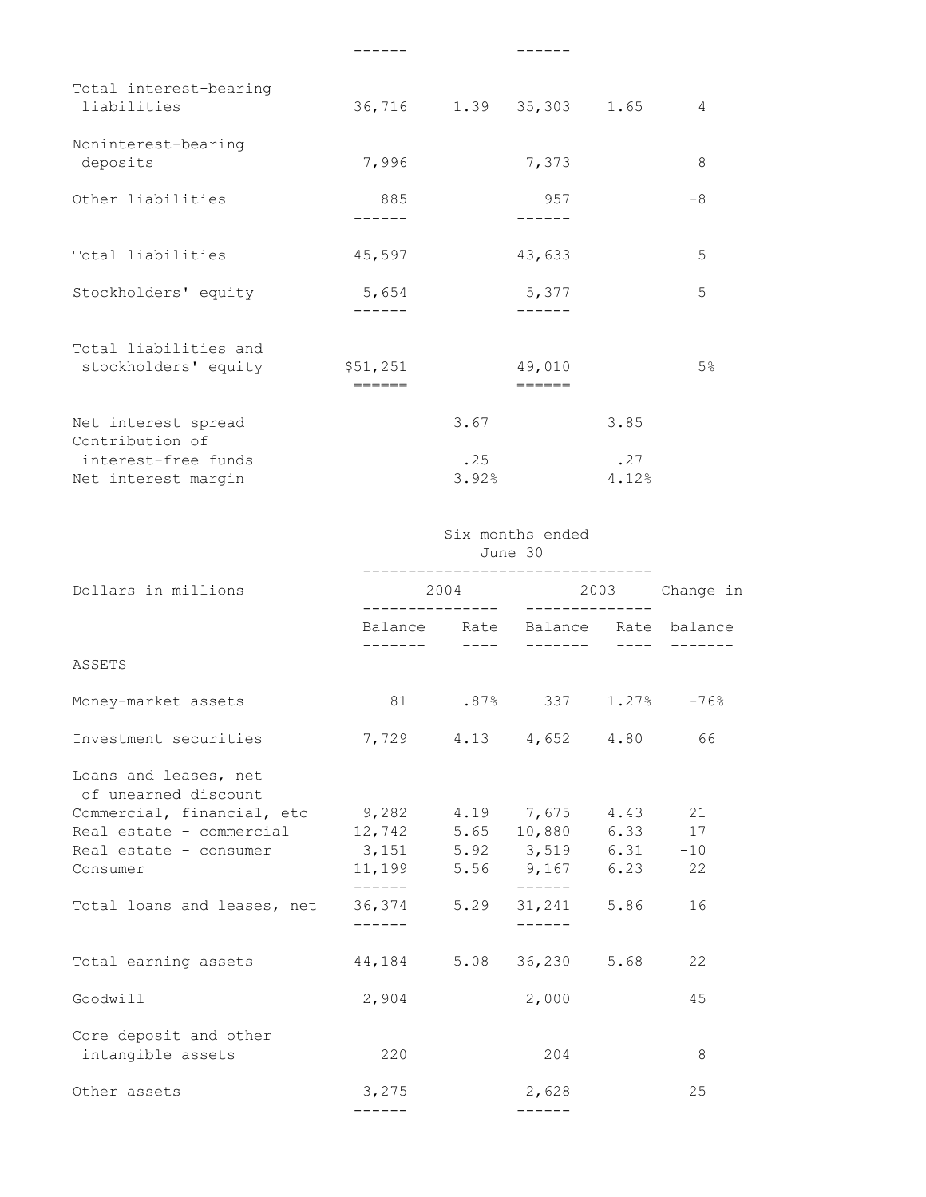| | | | | | |
|---|---|---|---|---|---|
| Total interest-bearing liabilities | 36,716 | 1.39 | 35,303 | 1.65 | 4 |
| Noninterest-bearing deposits | 7,996 | | 7,373 | | 8 |
| Other liabilities | 885 | | 957 | | -8 |
| Total liabilities | 45,597 | | 43,633 | | 5 |
| Stockholders' equity | 5,654 | | 5,377 | | 5 |
| Total liabilities and stockholders' equity | $51,251 | | 49,010 | | 5% |
| Net interest spread | | 3.67 | | 3.85 | |
| Contribution of interest-free funds | | .25 | | .27 | |
| Net interest margin | | 3.92% | | 4.12% | |

| Dollars in millions | Six months ended June 30 | | | | |
|---|---|---|---|---|---|
| | 2004 | | 2003 | | Change in |
| | Balance | Rate | Balance | Rate | balance |
| ASSETS | | | | | |
| Money-market assets | 81 | .87% | 337 | 1.27% | -76% |
| Investment securities | 7,729 | 4.13 | 4,652 | 4.80 | 66 |
| Loans and leases, net of unearned discount | | | | | |
| Commercial, financial, etc | 9,282 | 4.19 | 7,675 | 4.43 | 21 |
| Real estate - commercial | 12,742 | 5.65 | 10,880 | 6.33 | 17 |
| Real estate - consumer | 3,151 | 5.92 | 3,519 | 6.31 | -10 |
| Consumer | 11,199 | 5.56 | 9,167 | 6.23 | 22 |
| Total loans and leases, net | 36,374 | 5.29 | 31,241 | 5.86 | 16 |
| Total earning assets | 44,184 | 5.08 | 36,230 | 5.68 | 22 |
| Goodwill | 2,904 | | 2,000 | | 45 |
| Core deposit and other intangible assets | 220 | | 204 | | 8 |
| Other assets | 3,275 | | 2,628 | | 25 |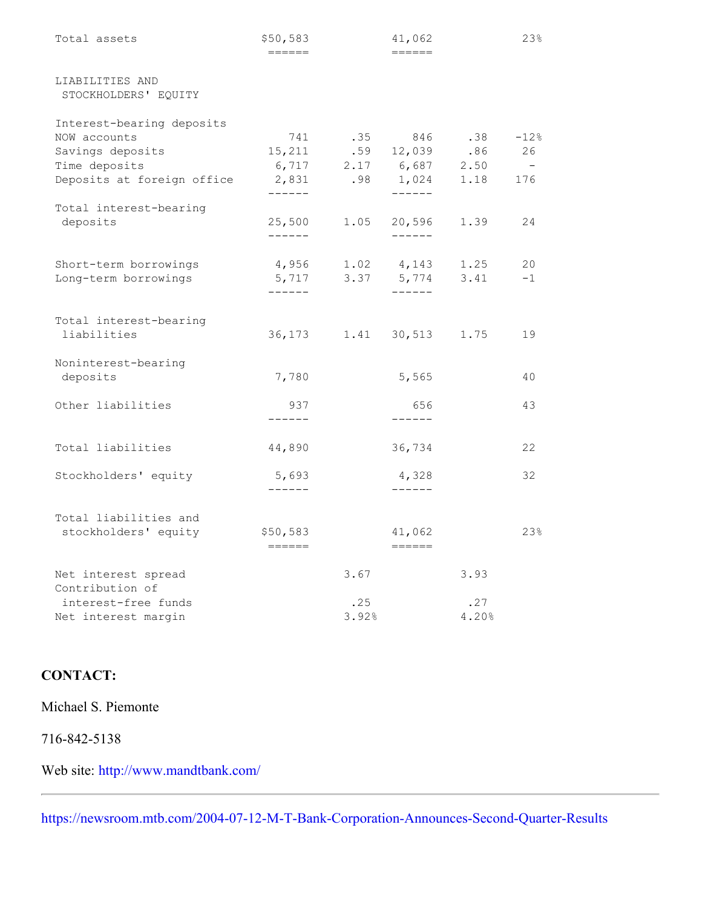| | | | | | |
|---|---|---|---|---|---|
| Total assets | $50,583 | | 41,062 | | 23% |
| LIABILITIES AND STOCKHOLDERS' EQUITY | | | | | |
| Interest-bearing deposits | | | | | |
| NOW accounts | 741 | .35 | 846 | .38 | -12% |
| Savings deposits | 15,211 | .59 | 12,039 | .86 | 26 |
| Time deposits | 6,717 | 2.17 | 6,687 | 2.50 | - |
| Deposits at foreign office | 2,831 | .98 | 1,024 | 1.18 | 176 |
| Total interest-bearing deposits | 25,500 | 1.05 | 20,596 | 1.39 | 24 |
| Short-term borrowings | 4,956 | 1.02 | 4,143 | 1.25 | 20 |
| Long-term borrowings | 5,717 | 3.37 | 5,774 | 3.41 | -1 |
| Total interest-bearing liabilities | 36,173 | 1.41 | 30,513 | 1.75 | 19 |
| Noninterest-bearing deposits | 7,780 | | 5,565 | | 40 |
| Other liabilities | 937 | | 656 | | 43 |
| Total liabilities | 44,890 | | 36,734 | | 22 |
| Stockholders' equity | 5,693 | | 4,328 | | 32 |
| Total liabilities and stockholders' equity | $50,583 | | 41,062 | | 23% |
| Net interest spread | | 3.67 | | 3.93 | |
| Contribution of interest-free funds | | .25 | | .27 | |
| Net interest margin | | 3.92% | | 4.20% | |

**CONTACT:**

Michael S. Piemonte

716-842-5138

Web site: http://www.mandtbank.com/

https://newsroom.mtb.com/2004-07-12-M-T-Bank-Corporation-Announces-Second-Quarter-Results